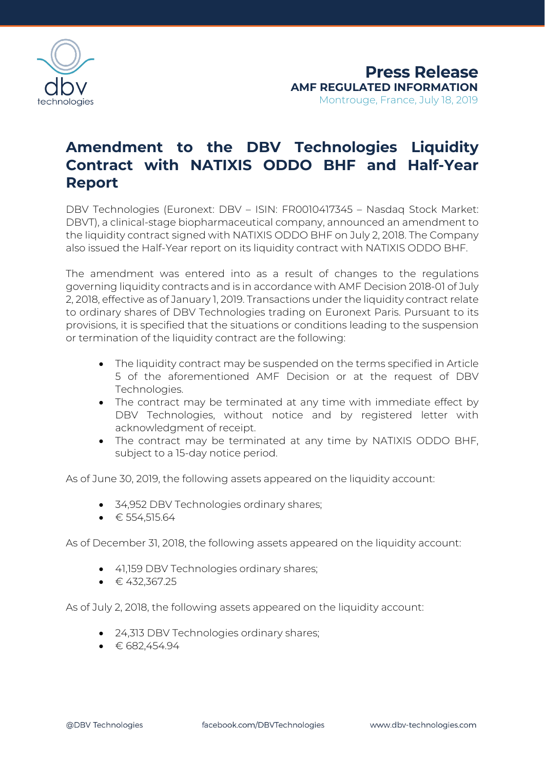**Press Release**
**AMF REGULATED INFORMATION**
Montrouge, France, July 18, 2019

# Amendment to the DBV Technologies Liquidity Contract with NATIXIS ODDO BHF and Half-Year Report

DBV Technologies (Euronext: DBV – ISIN: FR0010417345 – Nasdaq Stock Market: DBVT), a clinical-stage biopharmaceutical company, announced an amendment to the liquidity contract signed with NATIXIS ODDO BHF on July 2, 2018. The Company also issued the Half-Year report on its liquidity contract with NATIXIS ODDO BHF.

The amendment was entered into as a result of changes to the regulations governing liquidity contracts and is in accordance with AMF Decision 2018-01 of July 2, 2018, effective as of January 1, 2019. Transactions under the liquidity contract relate to ordinary shares of DBV Technologies trading on Euronext Paris. Pursuant to its provisions, it is specified that the situations or conditions leading to the suspension or termination of the liquidity contract are the following:

- The liquidity contract may be suspended on the terms specified in Article 5 of the aforementioned AMF Decision or at the request of DBV Technologies.
- The contract may be terminated at any time with immediate effect by DBV Technologies, without notice and by registered letter with acknowledgment of receipt.
- The contract may be terminated at any time by NATIXIS ODDO BHF, subject to a 15-day notice period.

As of June 30, 2019, the following assets appeared on the liquidity account:

- 34,952 DBV Technologies ordinary shares;
- € 554,515.64

As of December 31, 2018, the following assets appeared on the liquidity account:

- 41,159 DBV Technologies ordinary shares;
- € 432,367.25

As of July 2, 2018, the following assets appeared on the liquidity account:

- 24,313 DBV Technologies ordinary shares;
- € 682,454.94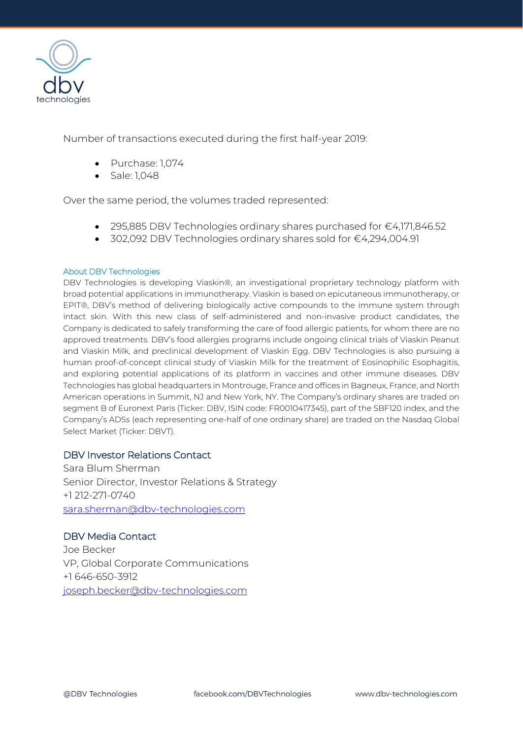Number of transactions executed during the first half-year 2019:

- Purchase: 1,074
- Sale: 1,048

Over the same period, the volumes traded represented:

- 295,885 DBV Technologies ordinary shares purchased for €4,171,846.52
- 302,092 DBV Technologies ordinary shares sold for €4,294,004.91

#### About DBV Technologies

DBV Technologies is developing Viaskin®, an investigational proprietary technology platform with broad potential applications in immunotherapy. Viaskin is based on epicutaneous immunotherapy, or EPIT®, DBV's method of delivering biologically active compounds to the immune system through intact skin. With this new class of self-administered and non-invasive product candidates, the Company is dedicated to safely transforming the care of food allergic patients, for whom there are no approved treatments. DBV's food allergies programs include ongoing clinical trials of Viaskin Peanut and Viaskin Milk, and preclinical development of Viaskin Egg. DBV Technologies is also pursuing a human proof-of-concept clinical study of Viaskin Milk for the treatment of Eosinophilic Esophagitis, and exploring potential applications of its platform in vaccines and other immune diseases. DBV Technologies has global headquarters in Montrouge, France and offices in Bagneux, France, and North American operations in Summit, NJ and New York, NY. The Company's ordinary shares are traded on segment B of Euronext Paris (Ticker: DBV, ISIN code: FR0010417345), part of the SBF120 index, and the Company's ADSs (each representing one-half of one ordinary share) are traded on the Nasdaq Global Select Market (Ticker: DBVT).

### DBV Investor Relations Contact

Sara Blum Sherman
Senior Director, Investor Relations & Strategy
+1 212-271-0740
sara.sherman@dbv-technologies.com

### DBV Media Contact

Joe Becker
VP, Global Corporate Communications
+1 646-650-3912
joseph.becker@dbv-technologies.com